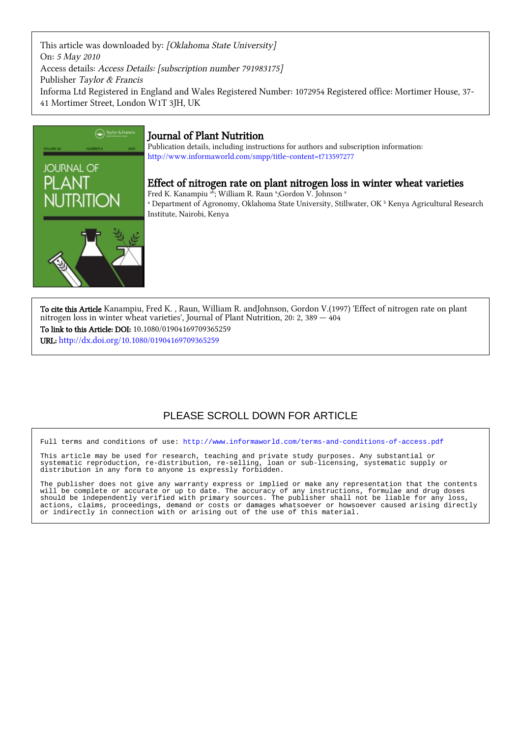This article was downloaded by: *[Oklahoma State University]*
On: *5 May 2010*
Access details: *Access Details: [subscription number 791983175]*
Publisher *Taylor & Francis*
Informa Ltd Registered in England and Wales Registered Number: 1072954 Registered office: Mortimer House, 37-41 Mortimer Street, London W1T 3JH, UK

# Journal of Plant Nutrition

Publication details, including instructions for authors and subscription information:
http://www.informaworld.com/smpp/title~content=t713597277

## Effect of nitrogen rate on plant nitrogen loss in winter wheat varieties

Fred K. Kanampiu [ab]; William R. Raun [a];Gordon V. Johnson [a]

[a] Department of Agronomy, Oklahoma State University, Stillwater, OK [b] Kenya Agricultural Research Institute, Nairobi, Kenya

**To cite this Article** Kanampiu, Fred K. , Raun, William R. andJohnson, Gordon V.(1997) 'Effect of nitrogen rate on plant nitrogen loss in winter wheat varieties', Journal of Plant Nutrition, 20: 2, 389 — 404

**To link to this Article: DOI:** 10.1080/01904169709365259

**URL:** http://dx.doi.org/10.1080/01904169709365259

PLEASE SCROLL DOWN FOR ARTICLE

Full terms and conditions of use: http://www.informaworld.com/terms-and-conditions-of-access.pdf

This article may be used for research, teaching and private study purposes. Any substantial or systematic reproduction, re-distribution, re-selling, loan or sub-licensing, systematic supply or distribution in any form to anyone is expressly forbidden.

The publisher does not give any warranty express or implied or make any representation that the contents will be complete or accurate or up to date. The accuracy of any instructions, formulae and drug doses should be independently verified with primary sources. The publisher shall not be liable for any loss, actions, claims, proceedings, demand or costs or damages whatsoever or howsoever caused arising directly or indirectly in connection with or arising out of the use of this material.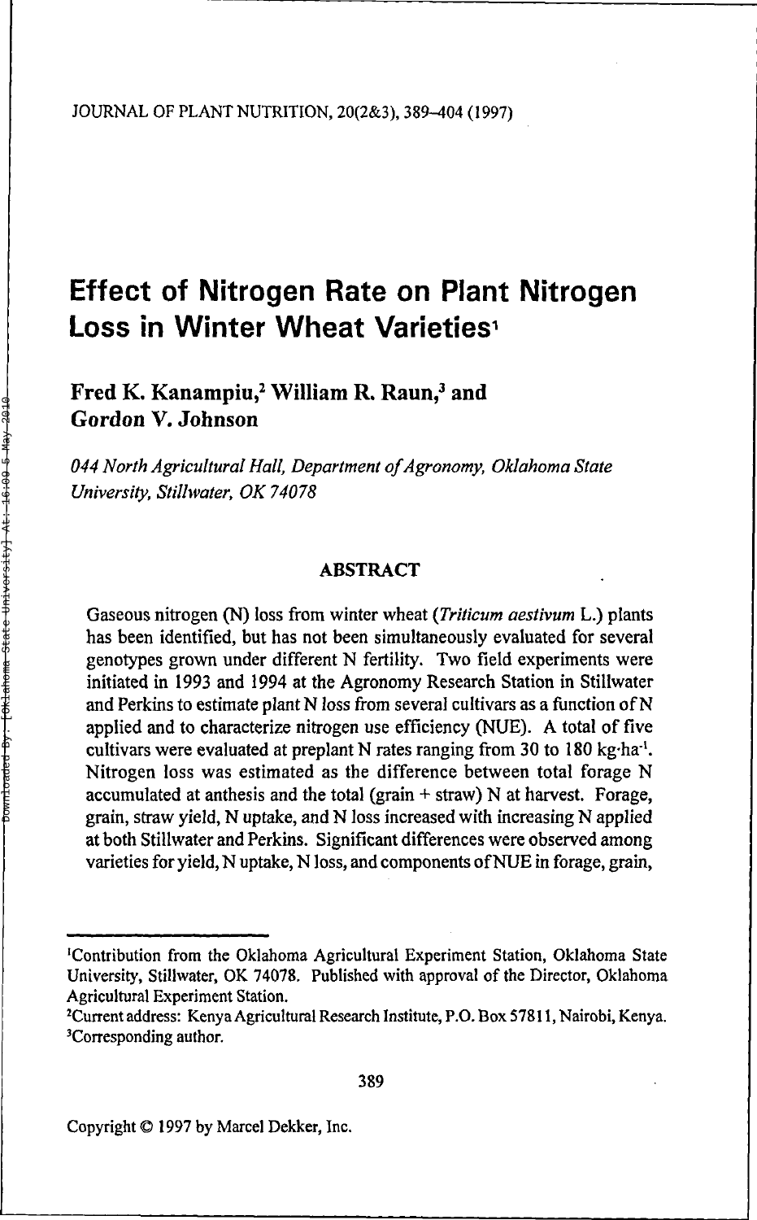# Effect of Nitrogen Rate on Plant Nitrogen Loss in Winter Wheat Varieties[1]

**Fred K. Kanampiu,[2] William R. Raun,[3] and Gordon V. Johnson**

*044 North Agricultural Hall, Department of Agronomy, Oklahoma State University, Stillwater, OK 74078*

## ABSTRACT

Gaseous nitrogen (N) loss from winter wheat (*Triticum aestivum* L.) plants has been identified, but has not been simultaneously evaluated for several genotypes grown under different N fertility. Two field experiments were initiated in 1993 and 1994 at the Agronomy Research Station in Stillwater and Perkins to estimate plant N loss from several cultivars as a function of N applied and to characterize nitrogen use efficiency (NUE). A total of five cultivars were evaluated at preplant N rates ranging from 30 to 180 $kg{\cdot}ha^{-1}$. Nitrogen loss was estimated as the difference between total forage N accumulated at anthesis and the total (grain + straw) N at harvest. Forage, grain, straw yield, N uptake, and N loss increased with increasing N applied at both Stillwater and Perkins. Significant differences were observed among varieties for yield, N uptake, N loss, and components of NUE in forage, grain,

---

[1]Contribution from the Oklahoma Agricultural Experiment Station, Oklahoma State University, Stillwater, OK 74078. Published with approval of the Director, Oklahoma Agricultural Experiment Station.

[2]Current address: Kenya Agricultural Research Institute, P.O. Box 57811, Nairobi, Kenya.

[3]Corresponding author.

Copyright © 1997 by Marcel Dekker, Inc.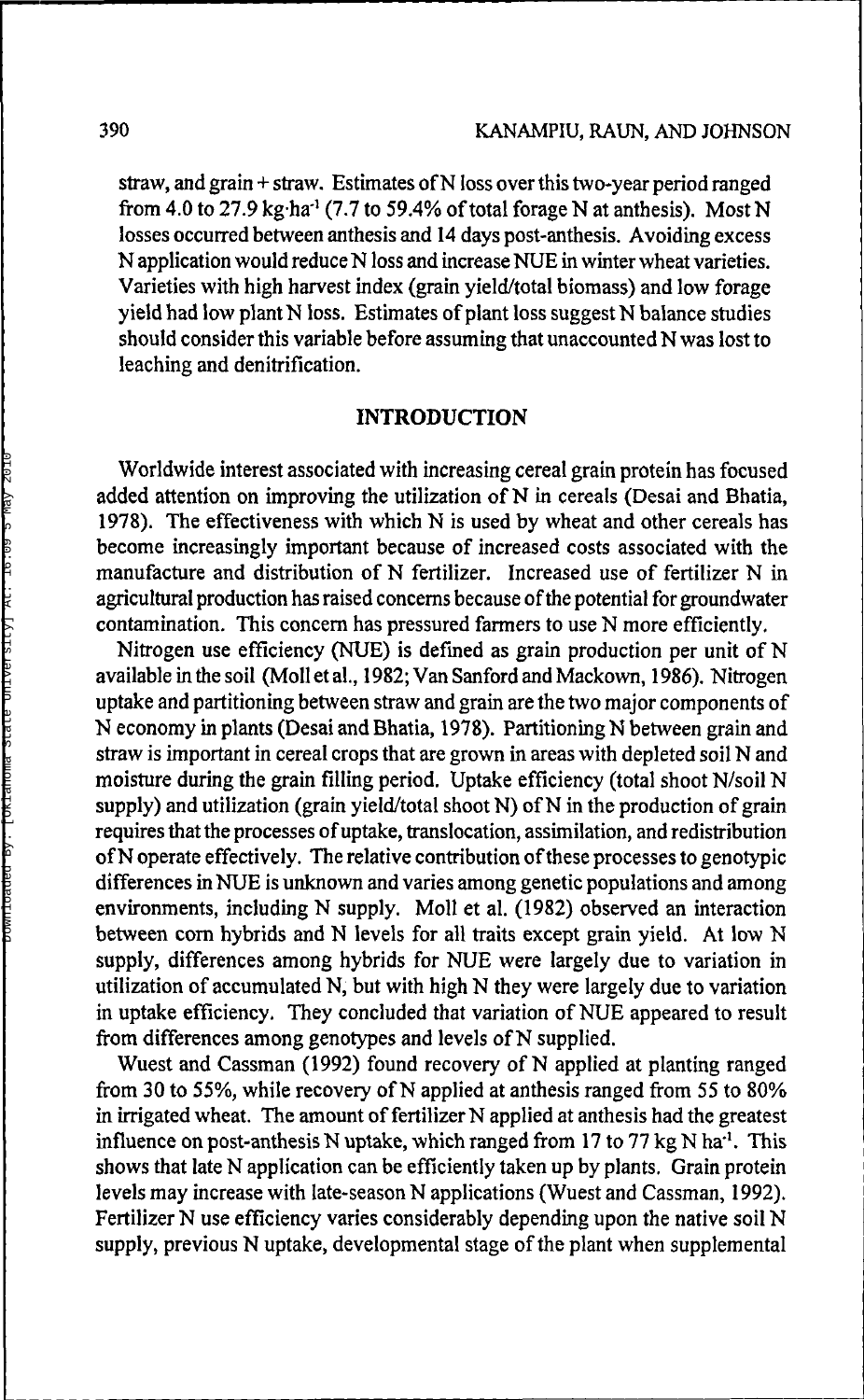straw, and grain + straw. Estimates of N loss over this two-year period ranged from 4.0 to 27.9 kg·ha$^{-1}$ (7.7 to 59.4% of total forage N at anthesis). Most N losses occurred between anthesis and 14 days post-anthesis. Avoiding excess N application would reduce N loss and increase NUE in winter wheat varieties. Varieties with high harvest index (grain yield/total biomass) and low forage yield had low plant N loss. Estimates of plant loss suggest N balance studies should consider this variable before assuming that unaccounted N was lost to leaching and denitrification.

## INTRODUCTION

Worldwide interest associated with increasing cereal grain protein has focused added attention on improving the utilization of N in cereals (Desai and Bhatia, 1978). The effectiveness with which N is used by wheat and other cereals has become increasingly important because of increased costs associated with the manufacture and distribution of N fertilizer. Increased use of fertilizer N in agricultural production has raised concerns because of the potential for groundwater contamination. This concern has pressured farmers to use N more efficiently.

Nitrogen use efficiency (NUE) is defined as grain production per unit of N available in the soil (Moll et al., 1982; Van Sanford and Mackown, 1986). Nitrogen uptake and partitioning between straw and grain are the two major components of N economy in plants (Desai and Bhatia, 1978). Partitioning N between grain and straw is important in cereal crops that are grown in areas with depleted soil N and moisture during the grain filling period. Uptake efficiency (total shoot N/soil N supply) and utilization (grain yield/total shoot N) of N in the production of grain requires that the processes of uptake, translocation, assimilation, and redistribution of N operate effectively. The relative contribution of these processes to genotypic differences in NUE is unknown and varies among genetic populations and among environments, including N supply. Moll et al. (1982) observed an interaction between corn hybrids and N levels for all traits except grain yield. At low N supply, differences among hybrids for NUE were largely due to variation in utilization of accumulated N, but with high N they were largely due to variation in uptake efficiency. They concluded that variation of NUE appeared to result from differences among genotypes and levels of N supplied.

Wuest and Cassman (1992) found recovery of N applied at planting ranged from 30 to 55%, while recovery of N applied at anthesis ranged from 55 to 80% in irrigated wheat. The amount of fertilizer N applied at anthesis had the greatest influence on post-anthesis N uptake, which ranged from 17 to 77 kg N ha$^{-1}$. This shows that late N application can be efficiently taken up by plants. Grain protein levels may increase with late-season N applications (Wuest and Cassman, 1992). Fertilizer N use efficiency varies considerably depending upon the native soil N supply, previous N uptake, developmental stage of the plant when supplemental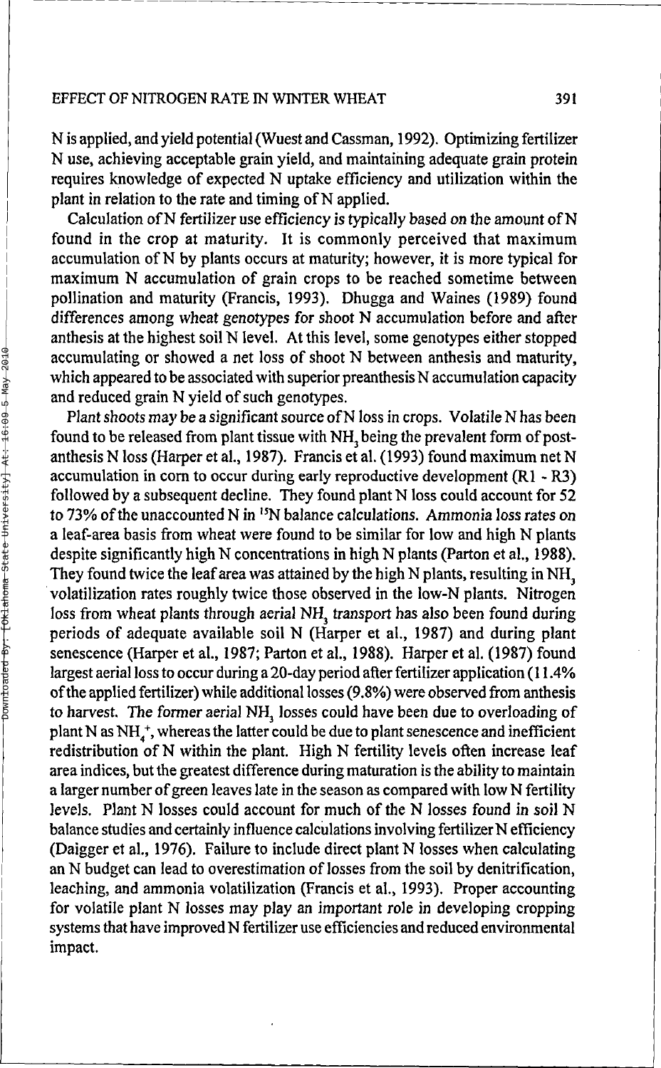N is applied, and yield potential (Wuest and Cassman, 1992). Optimizing fertilizer N use, achieving acceptable grain yield, and maintaining adequate grain protein requires knowledge of expected N uptake efficiency and utilization within the plant in relation to the rate and timing of N applied.

Calculation of N fertilizer use efficiency is typically based on the amount of N found in the crop at maturity. It is commonly perceived that maximum accumulation of N by plants occurs at maturity; however, it is more typical for maximum N accumulation of grain crops to be reached sometime between pollination and maturity (Francis, 1993). Dhugga and Waines (1989) found differences among wheat genotypes for shoot N accumulation before and after anthesis at the highest soil N level. At this level, some genotypes either stopped accumulating or showed a net loss of shoot N between anthesis and maturity, which appeared to be associated with superior preanthesis N accumulation capacity and reduced grain N yield of such genotypes.

Plant shoots may be a significant source of N loss in crops. Volatile N has been found to be released from plant tissue with $NH_3$ being the prevalent form of post-anthesis N loss (Harper et al., 1987). Francis et al. (1993) found maximum net N accumulation in corn to occur during early reproductive development (R1 - R3) followed by a subsequent decline. They found plant N loss could account for 52 to 73% of the unaccounted N in $^{15}N$ balance calculations. Ammonia loss rates on a leaf-area basis from wheat were found to be similar for low and high N plants despite significantly high N concentrations in high N plants (Parton et al., 1988). They found twice the leaf area was attained by the high N plants, resulting in $NH_3$ volatilization rates roughly twice those observed in the low-N plants. Nitrogen loss from wheat plants through aerial $NH_3$ transport has also been found during periods of adequate available soil N (Harper et al., 1987) and during plant senescence (Harper et al., 1987; Parton et al., 1988). Harper et al. (1987) found largest aerial loss to occur during a 20-day period after fertilizer application (11.4% of the applied fertilizer) while additional losses (9.8%) were observed from anthesis to harvest. The former aerial $NH_3$ losses could have been due to overloading of plant N as $NH_4^+$, whereas the latter could be due to plant senescence and inefficient redistribution of N within the plant. High N fertility levels often increase leaf area indices, but the greatest difference during maturation is the ability to maintain a larger number of green leaves late in the season as compared with low N fertility levels. Plant N losses could account for much of the N losses found in soil N balance studies and certainly influence calculations involving fertilizer N efficiency (Daigger et al., 1976). Failure to include direct plant N losses when calculating an N budget can lead to overestimation of losses from the soil by denitrification, leaching, and ammonia volatilization (Francis et al., 1993). Proper accounting for volatile plant N losses may play an important role in developing cropping systems that have improved N fertilizer use efficiencies and reduced environmental impact.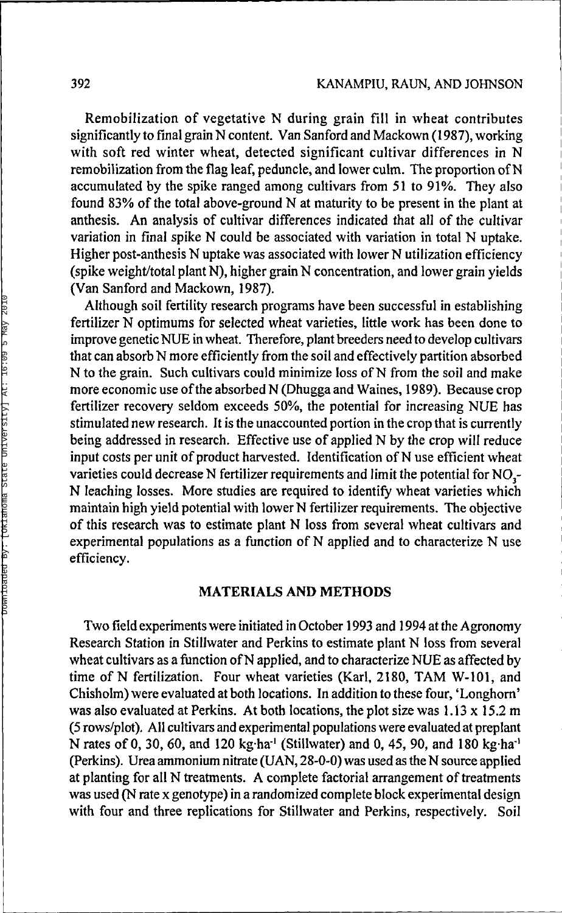Remobilization of vegetative N during grain fill in wheat contributes significantly to final grain N content. Van Sanford and Mackown (1987), working with soft red winter wheat, detected significant cultivar differences in N remobilization from the flag leaf, peduncle, and lower culm. The proportion of N accumulated by the spike ranged among cultivars from 51 to 91%. They also found 83% of the total above-ground N at maturity to be present in the plant at anthesis. An analysis of cultivar differences indicated that all of the cultivar variation in final spike N could be associated with variation in total N uptake. Higher post-anthesis N uptake was associated with lower N utilization efficiency (spike weight/total plant N), higher grain N concentration, and lower grain yields (Van Sanford and Mackown, 1987).

Although soil fertility research programs have been successful in establishing fertilizer N optimums for selected wheat varieties, little work has been done to improve genetic NUE in wheat. Therefore, plant breeders need to develop cultivars that can absorb N more efficiently from the soil and effectively partition absorbed N to the grain. Such cultivars could minimize loss of N from the soil and make more economic use of the absorbed N (Dhugga and Waines, 1989). Because crop fertilizer recovery seldom exceeds 50%, the potential for increasing NUE has stimulated new research. It is the unaccounted portion in the crop that is currently being addressed in research. Effective use of applied N by the crop will reduce input costs per unit of product harvested. Identification of N use efficient wheat varieties could decrease N fertilizer requirements and limit the potential for $NO_3$-N leaching losses. More studies are required to identify wheat varieties which maintain high yield potential with lower N fertilizer requirements. The objective of this research was to estimate plant N loss from several wheat cultivars and experimental populations as a function of N applied and to characterize N use efficiency.

## MATERIALS AND METHODS

Two field experiments were initiated in October 1993 and 1994 at the Agronomy Research Station in Stillwater and Perkins to estimate plant N loss from several wheat cultivars as a function of N applied, and to characterize NUE as affected by time of N fertilization. Four wheat varieties (Karl, 2180, TAM W-101, and Chisholm) were evaluated at both locations. In addition to these four, 'Longhorn' was also evaluated at Perkins. At both locations, the plot size was 1.13 x 15.2 m (5 rows/plot). All cultivars and experimental populations were evaluated at preplant N rates of 0, 30, 60, and 120 kg·ha$^{-1}$ (Stillwater) and 0, 45, 90, and 180 kg·ha$^{-1}$ (Perkins). Urea ammonium nitrate (UAN, 28-0-0) was used as the N source applied at planting for all N treatments. A complete factorial arrangement of treatments was used (N rate x genotype) in a randomized complete block experimental design with four and three replications for Stillwater and Perkins, respectively. Soil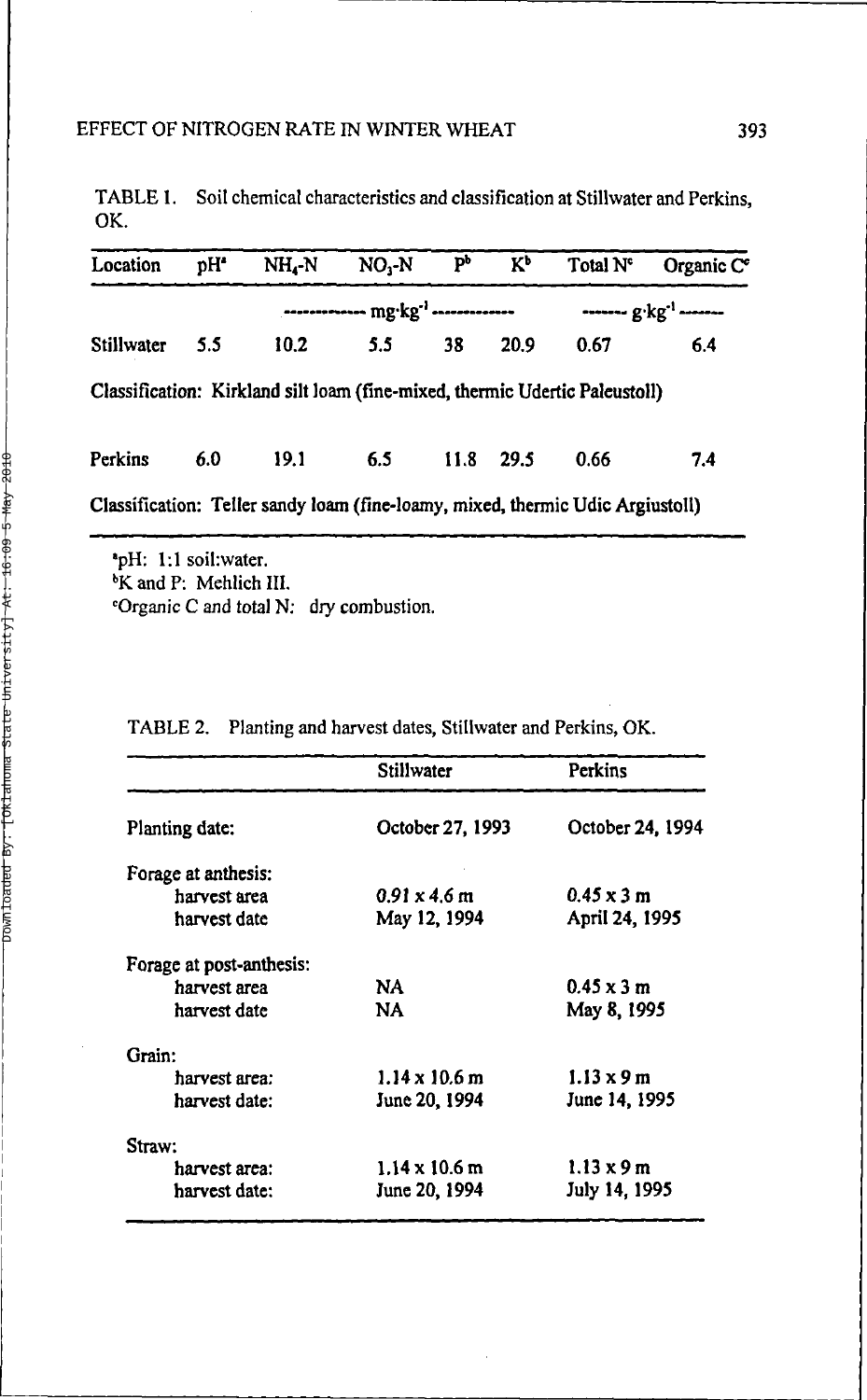TABLE 1. Soil chemical characteristics and classification at Stillwater and Perkins, OK.

| Location | pH[a] | $NH_4$-N | $NO_3$-N | P[b] | K[b] | Total N[c] | Organic C[c] |
|---|---|---|---|---|---|---|---|
| | | ------------- $mg \cdot kg^{-1}$ | ------------- | | | ------- $g \cdot kg^{-1}$ | ------- |
| Stillwater | 5.5 | 10.2 | 5.5 | 38 | 20.9 | 0.67 | 6.4 |
| Classification: Kirkland silt loam (fine-mixed, thermic Udertic Paleustoll) | | | | | | | |
| Perkins | 6.0 | 19.1 | 6.5 | 11.8 | 29.5 | 0.66 | 7.4 |
| Classification: Teller sandy loam (fine-loamy, mixed, thermic Udic Argiustoll) | | | | | | | |

[a]pH: 1:1 soil:water.
[b]K and P: Mehlich III.
[c]Organic C and total N: dry combustion.

TABLE 2. Planting and harvest dates, Stillwater and Perkins, OK.

| | Stillwater | Perkins |
|---|---|---|
| Planting date: | October 27, 1993 | October 24, 1994 |
| Forage at anthesis: | | |
| harvest area | 0.91 x 4.6 m | 0.45 x 3 m |
| harvest date | May 12, 1994 | April 24, 1995 |
| Forage at post-anthesis: | | |
| harvest area | NA | 0.45 x 3 m |
| harvest date | NA | May 8, 1995 |
| Grain: | | |
| harvest area: | 1.14 x 10.6 m | 1.13 x 9 m |
| harvest date: | June 20, 1994 | June 14, 1995 |
| Straw: | | |
| harvest area: | 1.14 x 10.6 m | 1.13 x 9 m |
| harvest date: | June 20, 1994 | July 14, 1995 |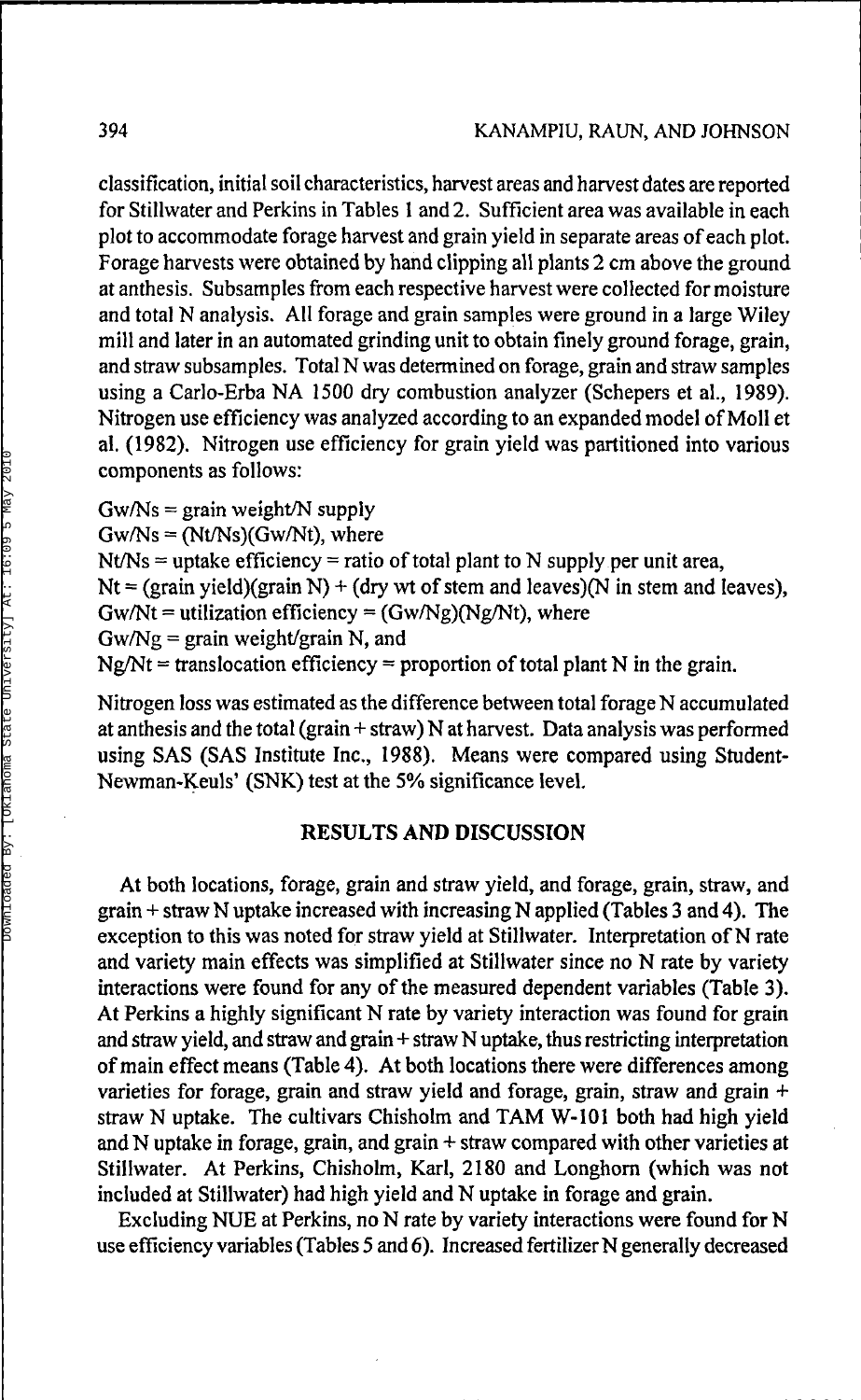classification, initial soil characteristics, harvest areas and harvest dates are reported for Stillwater and Perkins in Tables 1 and 2. Sufficient area was available in each plot to accommodate forage harvest and grain yield in separate areas of each plot. Forage harvests were obtained by hand clipping all plants 2 cm above the ground at anthesis. Subsamples from each respective harvest were collected for moisture and total N analysis. All forage and grain samples were ground in a large Wiley mill and later in an automated grinding unit to obtain finely ground forage, grain, and straw subsamples. Total N was determined on forage, grain and straw samples using a Carlo-Erba NA 1500 dry combustion analyzer (Schepers et al., 1989). Nitrogen use efficiency was analyzed according to an expanded model of Moll et al. (1982). Nitrogen use efficiency for grain yield was partitioned into various components as follows:

$Gw/Ns$ = grain weight/N supply
$Gw/Ns = (Nt/Ns)(Gw/Nt)$, where
$Nt/Ns$ = uptake efficiency = ratio of total plant to N supply per unit area,
$Nt$ = (grain yield)(grain N) + (dry wt of stem and leaves)(N in stem and leaves),
$Gw/Nt$ = utilization efficiency = $(Gw/Ng)(Ng/Nt)$, where
$Gw/Ng$ = grain weight/grain N, and
$Ng/Nt$ = translocation efficiency = proportion of total plant N in the grain.

Nitrogen loss was estimated as the difference between total forage N accumulated at anthesis and the total (grain + straw) N at harvest. Data analysis was performed using SAS (SAS Institute Inc., 1988). Means were compared using Student-Newman-Keuls' (SNK) test at the 5% significance level.

## RESULTS AND DISCUSSION

At both locations, forage, grain and straw yield, and forage, grain, straw, and grain + straw N uptake increased with increasing N applied (Tables 3 and 4). The exception to this was noted for straw yield at Stillwater. Interpretation of N rate and variety main effects was simplified at Stillwater since no N rate by variety interactions were found for any of the measured dependent variables (Table 3). At Perkins a highly significant N rate by variety interaction was found for grain and straw yield, and straw and grain + straw N uptake, thus restricting interpretation of main effect means (Table 4). At both locations there were differences among varieties for forage, grain and straw yield and forage, grain, straw and grain + straw N uptake. The cultivars Chisholm and TAM W-101 both had high yield and N uptake in forage, grain, and grain + straw compared with other varieties at Stillwater. At Perkins, Chisholm, Karl, 2180 and Longhorn (which was not included at Stillwater) had high yield and N uptake in forage and grain.

Excluding NUE at Perkins, no N rate by variety interactions were found for N use efficiency variables (Tables 5 and 6). Increased fertilizer N generally decreased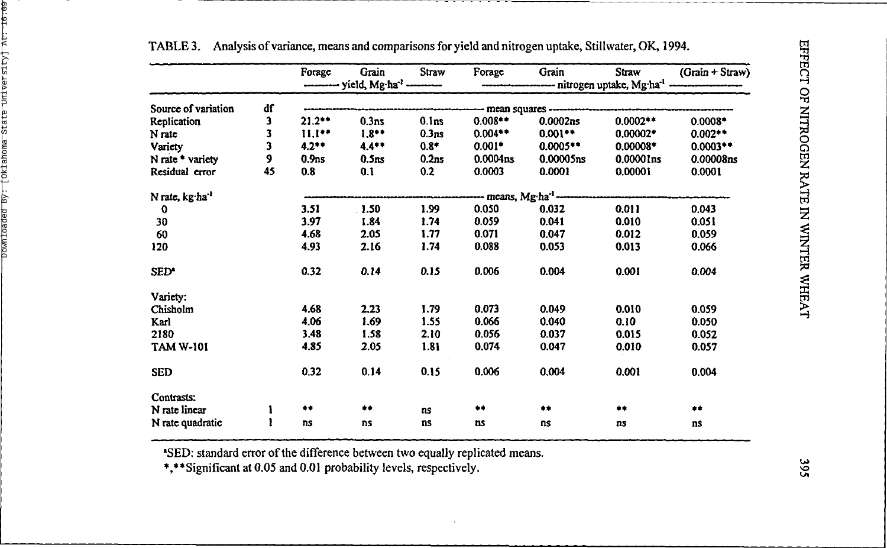TABLE 3. Analysis of variance, means and comparisons for yield and nitrogen uptake, Stillwater, OK, 1994.

| | | Forage | Grain | Straw | Forage | Grain | Straw | (Grain + Straw) |
|---|---|---|---|---|---|---|---|---|
| | | yield, Mg·ha⁻¹ | | | nitrogen uptake, Mg·ha⁻¹ | | | |
| Source of variation | df | mean squares | | | | | | |
| Replication | 3 | 21.2** | 0.3ns | 0.1ns | 0.008** | 0.0002ns | 0.0002** | 0.0008* |
| N rate | 3 | 11.1** | 1.8** | 0.3ns | 0.004** | 0.001** | 0.00002* | 0.002** |
| Variety | 3 | 4.2** | 4.4** | 0.8* | 0.001* | 0.0005** | 0.00008* | 0.0003** |
| N rate * variety | 9 | 0.9ns | 0.5ns | 0.2ns | 0.0004ns | 0.00005ns | 0.00001ns | 0.00008ns |
| Residual error | 45 | 0.8 | 0.1 | 0.2 | 0.0003 | 0.0001 | 0.00001 | 0.0001 |
| N rate, kg·ha⁻¹ | | means, Mg·ha⁻¹ | | | | | | |
| 0 | | 3.51 | 1.50 | 1.99 | 0.050 | 0.032 | 0.011 | 0.043 |
| 30 | | 3.97 | 1.84 | 1.74 | 0.059 | 0.041 | 0.010 | 0.051 |
| 60 | | 4.68 | 2.05 | 1.77 | 0.071 | 0.047 | 0.012 | 0.059 |
| 120 | | 4.93 | 2.16 | 1.74 | 0.088 | 0.053 | 0.013 | 0.066 |
| SED[a] | | 0.32 | 0.14 | 0.15 | 0.006 | 0.004 | 0.001 | 0.004 |
| Variety: | | | | | | | | |
| Chisholm | | 4.68 | 2.23 | 1.79 | 0.073 | 0.049 | 0.010 | 0.059 |
| Karl | | 4.06 | 1.69 | 1.55 | 0.066 | 0.040 | 0.10 | 0.050 |
| 2180 | | 3.48 | 1.58 | 2.10 | 0.056 | 0.037 | 0.015 | 0.052 |
| TAM W-101 | | 4.85 | 2.05 | 1.81 | 0.074 | 0.047 | 0.010 | 0.057 |
| SED | | 0.32 | 0.14 | 0.15 | 0.006 | 0.004 | 0.001 | 0.004 |
| Contrasts: | | | | | | | | |
| N rate linear | 1 | ** | ** | ns | ** | ** | ** | ** |
| N rate quadratic | 1 | ns | ns | ns | ns | ns | ns | ns |

[a]SED: standard error of the difference between two equally replicated means.

*,**Significant at 0.05 and 0.01 probability levels, respectively.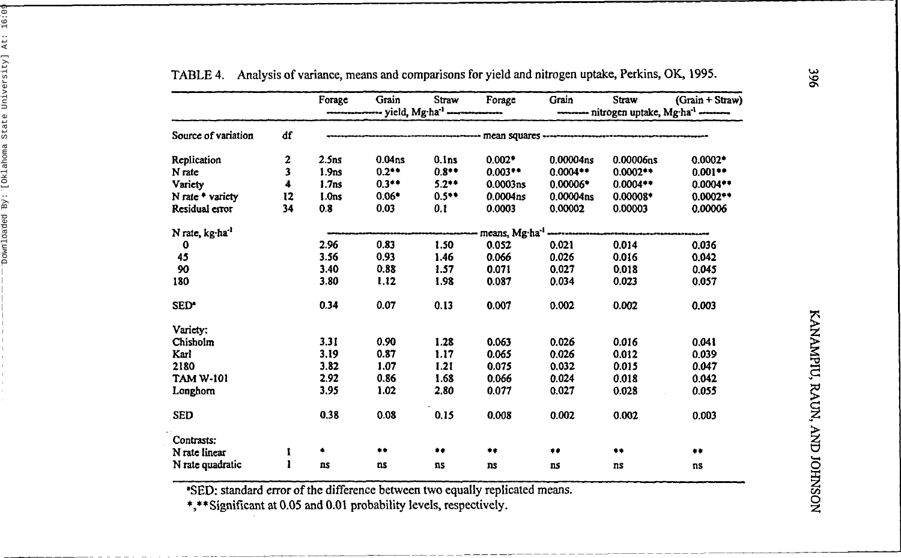TABLE 4. Analysis of variance, means and comparisons for yield and nitrogen uptake, Perkins, OK, 1995.

| | | Forage | Grain | Straw | Forage | Grain | Straw | (Grain + Straw) |
|---|---|---|---|---|---|---|---|---|
| | | yield, Mg·ha$^{-1}$ | | | nitrogen uptake, Mg·ha$^{-1}$ | | | |
| Source of variation | df | mean squares | | | | | | |
| Replication | 2 | 2.5ns | 0.04ns | 0.1ns | 0.002* | 0.00004ns | 0.00006ns | 0.0002* |
| N rate | 3 | 1.9ns | 0.2** | 0.8** | 0.003** | 0.0004** | 0.0002** | 0.001** |
| Variety | 4 | 1.7ns | 0.3** | 5.2** | 0.0003ns | 0.00006* | 0.0004** | 0.0004** |
| N rate * variety | 12 | 1.0ns | 0.06* | 0.5** | 0.0004ns | 0.00004ns | 0.00008* | 0.0002** |
| Residual error | 34 | 0.8 | 0.03 | 0.1 | 0.0003 | 0.00002 | 0.00003 | 0.00006 |
| N rate, kg·ha$^{-1}$ | | means, Mg·ha$^{-1}$ | | | | | | |
| 0 | | 2.96 | 0.83 | 1.50 | 0.052 | 0.021 | 0.014 | 0.036 |
| 45 | | 3.56 | 0.93 | 1.46 | 0.066 | 0.026 | 0.016 | 0.042 |
| 90 | | 3.40 | 0.88 | 1.57 | 0.071 | 0.027 | 0.018 | 0.045 |
| 180 | | 3.80 | 1.12 | 1.98 | 0.087 | 0.034 | 0.023 | 0.057 |
| SED[a] | | 0.34 | 0.07 | 0.13 | 0.007 | 0.002 | 0.002 | 0.003 |
| Variety: | | | | | | | | |
| Chisholm | | 3.31 | 0.90 | 1.28 | 0.063 | 0.026 | 0.016 | 0.041 |
| Karl | | 3.19 | 0.87 | 1.17 | 0.065 | 0.026 | 0.012 | 0.039 |
| 2180 | | 3.82 | 1.07 | 1.21 | 0.075 | 0.032 | 0.015 | 0.047 |
| TAM W-101 | | 2.92 | 0.86 | 1.68 | 0.066 | 0.024 | 0.018 | 0.042 |
| Longhorn | | 3.95 | 1.02 | 2.80 | 0.077 | 0.027 | 0.028 | 0.055 |
| SED | | 0.38 | 0.08 | 0.15 | 0.008 | 0.002 | 0.002 | 0.003 |
| Contrasts: | | | | | | | | |
| N rate linear | 1 | * | ** | ** | ** | ** | ** | ** |
| N rate quadratic | 1 | ns | ns | ns | ns | ns | ns | ns |

[a]SED: standard error of the difference between two equally replicated means.

*,**Significant at 0.05 and 0.01 probability levels, respectively.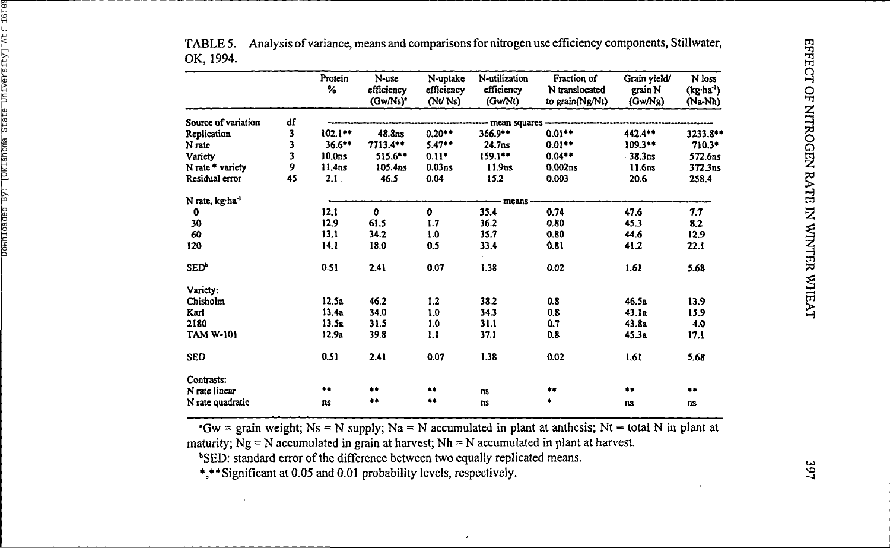TABLE 5. Analysis of variance, means and comparisons for nitrogen use efficiency components, Stillwater, OK, 1994.

| | | Protein % | N-use efficiency (Gw/Ns)[a] | N-uptake efficiency (Nt/ Ns) | N-utilization efficiency (Gw/Nt) | Fraction of N translocated to grain(Ng/Nt) | Grain yield/ grain N (Gw/Ng) | N loss (kg·ha⁻¹) (Na-Nh) |
|---|---|---|---|---|---|---|---|---|
| Source of variation | df | mean squares | | | | | | |
| Replication | 3 | 102.1** | 48.8ns | 0.20** | 366.9** | 0.01** | 442.4** | 3233.8** |
| N rate | 3 | 36.6** | 7713.4** | 5.47** | 24.7ns | 0.01** | 109.3** | 710.3* |
| Variety | 3 | 10.0ns | 515.6** | 0.11* | 159.1** | 0.04** | 38.3ns | 572.6ns |
| N rate * variety | 9 | 11.4ns | 105.4ns | 0.03ns | 11.9ns | 0.002ns | 11.6ns | 372.3ns |
| Residual error | 45 | 2.1 | 46.5 | 0.04 | 15.2 | 0.003 | 20.6 | 258.4 |
| N rate, kg·ha⁻¹ | | means | | | | | | |
| 0 | | 12.1 | 0 | 0 | 35.4 | 0.74 | 47.6 | 7.7 |
| 30 | | 12.9 | 61.5 | 1.7 | 36.2 | 0.80 | 45.3 | 8.2 |
| 60 | | 13.1 | 34.2 | 1.0 | 35.7 | 0.80 | 44.6 | 12.9 |
| 120 | | 14.1 | 18.0 | 0.5 | 33.4 | 0.81 | 41.2 | 22.1 |
| SED[b] | | 0.51 | 2.41 | 0.07 | 1.38 | 0.02 | 1.61 | 5.68 |
| Variety: | | | | | | | | |
| Chisholm | | 12.5a | 46.2 | 1.2 | 38.2 | 0.8 | 46.5a | 13.9 |
| Karl | | 13.4a | 34.0 | 1.0 | 34.3 | 0.8 | 43.1a | 15.9 |
| 2180 | | 13.5a | 31.5 | 1.0 | 31.1 | 0.7 | 43.8a | 4.0 |
| TAM W-101 | | 12.9a | 39.8 | 1.1 | 37.1 | 0.8 | 45.3a | 17.1 |
| SED | | 0.51 | 2.41 | 0.07 | 1.38 | 0.02 | 1.61 | 5.68 |
| Contrasts: | | | | | | | | |
| N rate linear | | ** | ** | ** | ns | ** | ** | ** |
| N rate quadratic | | ns | ** | ** | ns | * | ns | ns |

[a]Gw = grain weight; Ns = N supply; Na = N accumulated in plant at anthesis; Nt = total N in plant at maturity; Ng = N accumulated in grain at harvest; Nh = N accumulated in plant at harvest.

[b]SED: standard error of the difference between two equally replicated means.

*,**Significant at 0.05 and 0.01 probability levels, respectively.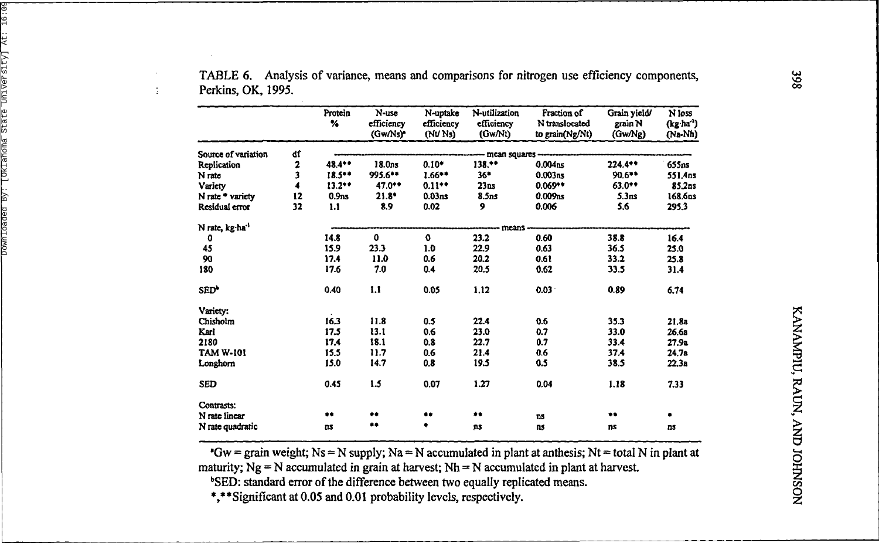TABLE 6. Analysis of variance, means and comparisons for nitrogen use efficiency components, Perkins, OK, 1995.

| | | Protein % | N-use efficiency (Gw/Ns)[a] | N-uptake efficiency (Nt/ Ns) | N-utilization efficiency (Gw/Nt) | Fraction of N translocated to grain(Ng/Nt) | Grain yield/ grain N (Gw/Ng) | N loss ($kg \cdot ha^{-1}$) (Na-Nh) |
|---|---|---|---|---|---|---|---|---|
| Source of variation | df | mean squares | | | | | | |
| Replication | 2 | 48.4** | 18.0ns | 0.10* | 138.** | 0.004ns | 224.4** | 655ns |
| N rate | 3 | 18.5** | 995.6** | 1.66** | 36* | 0.003ns | 90.6** | 551.4ns |
| Variety | 4 | 13.2** | 47.0** | 0.11** | 23ns | 0.069** | 63.0** | 85.2ns |
| N rate * variety | 12 | 0.9ns | 21.8* | 0.03ns | 8.5ns | 0.009ns | 5.3ns | 168.6ns |
| Residual error | 32 | 1.1 | 8.9 | 0.02 | 9 | 0.006 | 5.6 | 295.3 |
| N rate, $kg \cdot ha^{-1}$ | | means | | | | | | |
| 0 | | 14.8 | 0 | 0 | 23.2 | 0.60 | 38.8 | 16.4 |
| 45 | | 15.9 | 23.3 | 1.0 | 22.9 | 0.63 | 36.5 | 25.0 |
| 90 | | 17.4 | 11.0 | 0.6 | 20.2 | 0.61 | 33.2 | 25.8 |
| 180 | | 17.6 | 7.0 | 0.4 | 20.5 | 0.62 | 33.5 | 31.4 |
| SED[b] | | 0.40 | 1.1 | 0.05 | 1.12 | 0.03 | 0.89 | 6.74 |
| Variety: | | | | | | | | |
| Chisholm | | 16.3 | 11.8 | 0.5 | 22.4 | 0.6 | 35.3 | 21.8a |
| Karl | | 17.5 | 13.1 | 0.6 | 23.0 | 0.7 | 33.0 | 26.6a |
| 2180 | | 17.4 | 18.1 | 0.8 | 22.7 | 0.7 | 33.4 | 27.9a |
| TAM W-101 | | 15.5 | 11.7 | 0.6 | 21.4 | 0.6 | 37.4 | 24.7a |
| Longhorn | | 15.0 | 14.7 | 0.8 | 19.5 | 0.5 | 38.5 | 22.3a |
| SED | | 0.45 | 1.5 | 0.07 | 1.27 | 0.04 | 1.18 | 7.33 |
| Contrasts: | | | | | | | | |
| N rate linear | | ** | ** | ** | ** | ns | ** | * |
| N rate quadratic | | ns | ** | * | ns | ns | ns | ns |

[a]Gw = grain weight; Ns = N supply; Na = N accumulated in plant at anthesis; Nt = total N in plant at maturity; Ng = N accumulated in grain at harvest; Nh = N accumulated in plant at harvest.

[b]SED: standard error of the difference between two equally replicated means.

*,**Significant at 0.05 and 0.01 probability levels, respectively.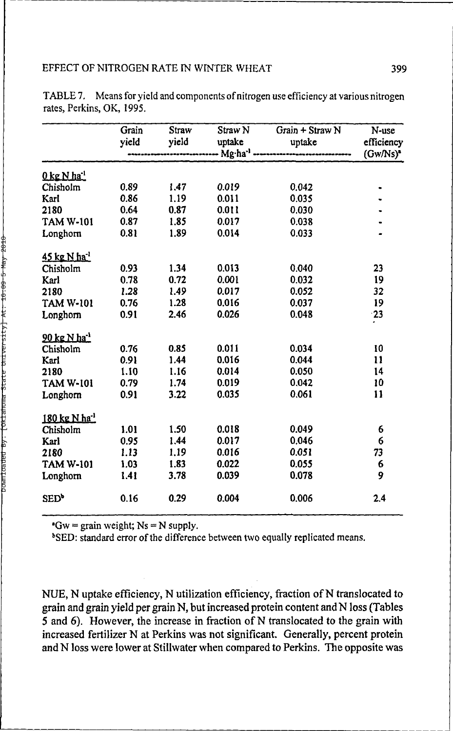TABLE 7. Means for yield and components of nitrogen use efficiency at various nitrogen rates, Perkins, OK, 1995.

| | Grain yield | Straw yield | Straw N uptake | Grain + Straw N uptake | N-use efficiency (Gw/Ns)[a] |
|---|---|---|---|---|---|
| | Mg·ha$^{-1}$ | | | | |
| **0 kg N ha$^{-1}$** | | | | | |
| Chisholm | 0.89 | 1.47 | 0.019 | 0.042 | - |
| Karl | 0.86 | 1.19 | 0.011 | 0.035 | - |
| 2180 | 0.64 | 0.87 | 0.011 | 0.030 | - |
| TAM W-101 | 0.87 | 1.85 | 0.017 | 0.038 | - |
| Longhorn | 0.81 | 1.89 | 0.014 | 0.033 | - |
| **45 kg N ha$^{-1}$** | | | | | |
| Chisholm | 0.93 | 1.34 | 0.013 | 0.040 | 23 |
| Karl | 0.78 | 0.72 | 0.001 | 0.032 | 19 |
| 2180 | 1.28 | 1.49 | 0.017 | 0.052 | 32 |
| TAM W-101 | 0.76 | 1.28 | 0.016 | 0.037 | 19 |
| Longhorn | 0.91 | 2.46 | 0.026 | 0.048 | 23 |
| **90 kg N ha$^{-1}$** | | | | | |
| Chisholm | 0.76 | 0.85 | 0.011 | 0.034 | 10 |
| Karl | 0.91 | 1.44 | 0.016 | 0.044 | 11 |
| 2180 | 1.10 | 1.16 | 0.014 | 0.050 | 14 |
| TAM W-101 | 0.79 | 1.74 | 0.019 | 0.042 | 10 |
| Longhorn | 0.91 | 3.22 | 0.035 | 0.061 | 11 |
| **180 kg N ha$^{-1}$** | | | | | |
| Chisholm | 1.01 | 1.50 | 0.018 | 0.049 | 6 |
| Karl | 0.95 | 1.44 | 0.017 | 0.046 | 6 |
| 2180 | 1.13 | 1.19 | 0.016 | 0.051 | 73 |
| TAM W-101 | 1.03 | 1.83 | 0.022 | 0.055 | 6 |
| Longhorn | 1.41 | 3.78 | 0.039 | 0.078 | 9 |
| SED[b] | 0.16 | 0.29 | 0.004 | 0.006 | 2.4 |

[a]Gw = grain weight; Ns = N supply.

[b]SED: standard error of the difference between two equally replicated means.

NUE, N uptake efficiency, N utilization efficiency, fraction of N translocated to grain and grain yield per grain N, but increased protein content and N loss (Tables 5 and 6). However, the increase in fraction of N translocated to the grain with increased fertilizer N at Perkins was not significant. Generally, percent protein and N loss were lower at Stillwater when compared to Perkins. The opposite was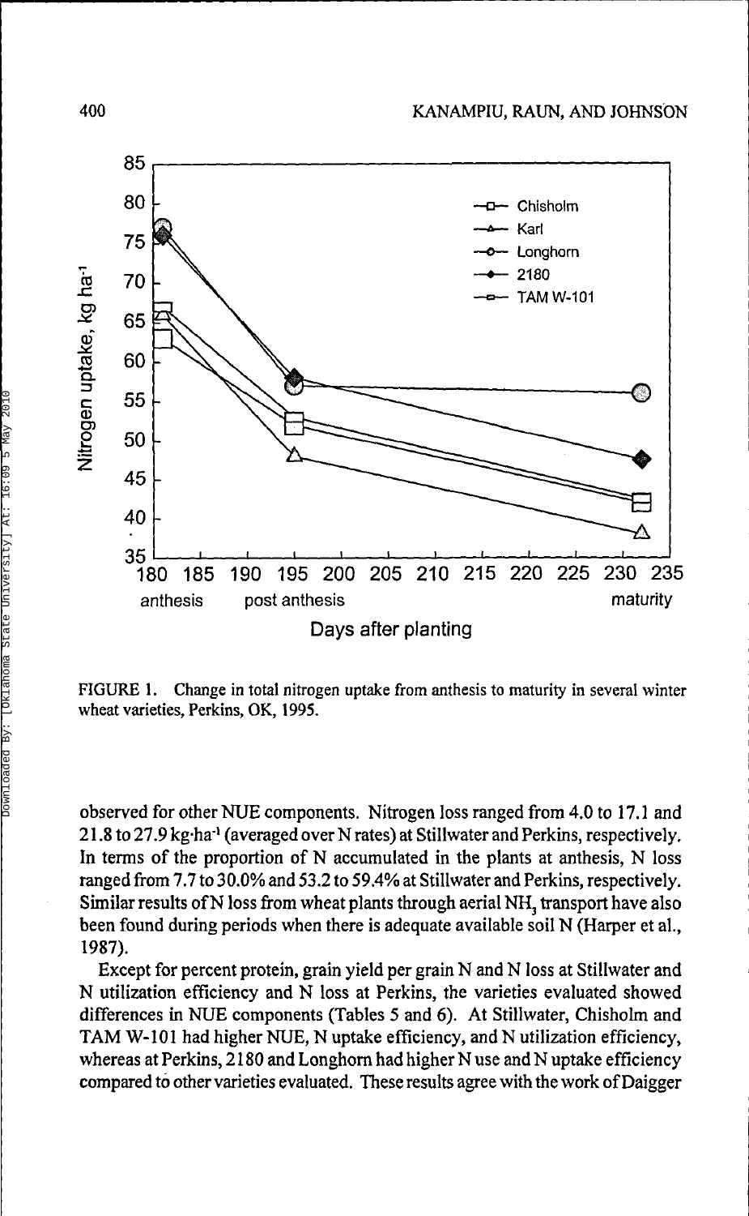FIGURE 1. Change in total nitrogen uptake from anthesis to maturity in several winter wheat varieties, Perkins, OK, 1995.

observed for other NUE components. Nitrogen loss ranged from 4.0 to 17.1 and 21.8 to 27.9 kg·ha$^{-1}$ (averaged over N rates) at Stillwater and Perkins, respectively. In terms of the proportion of N accumulated in the plants at anthesis, N loss ranged from 7.7 to 30.0% and 53.2 to 59.4% at Stillwater and Perkins, respectively. Similar results of N loss from wheat plants through aerial $NH_3$ transport have also been found during periods when there is adequate available soil N (Harper et al., 1987).

Except for percent protein, grain yield per grain N and N loss at Stillwater and N utilization efficiency and N loss at Perkins, the varieties evaluated showed differences in NUE components (Tables 5 and 6). At Stillwater, Chisholm and TAM W-101 had higher NUE, N uptake efficiency, and N utilization efficiency, whereas at Perkins, 2180 and Longhorn had higher N use and N uptake efficiency compared to other varieties evaluated. These results agree with the work of Daigger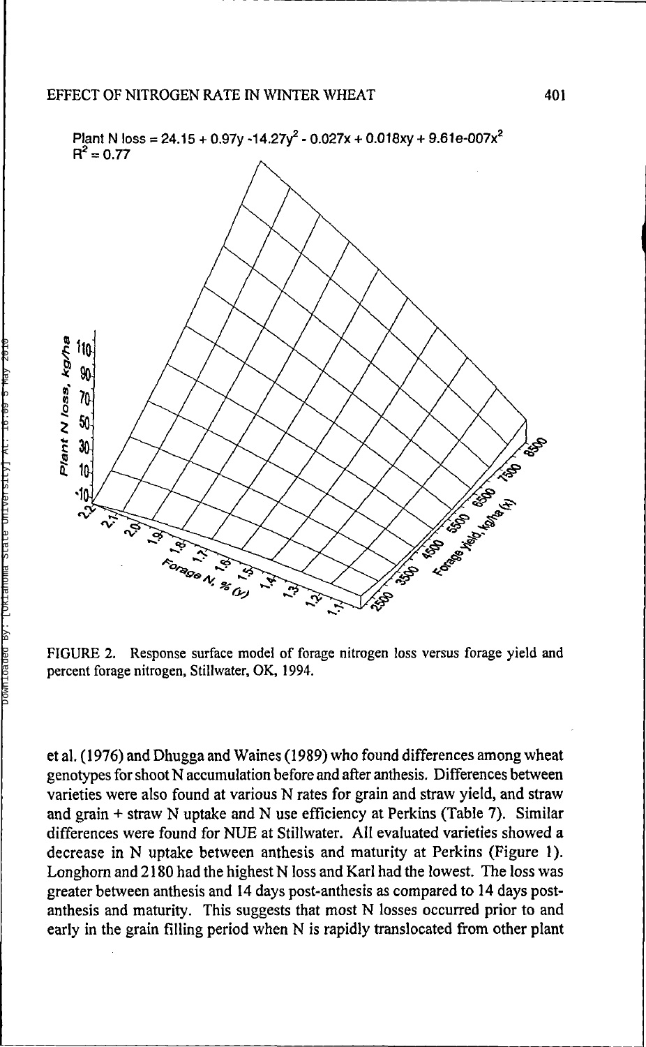Plant N loss = $24.15 + 0.97y - 14.27y^2 - 0.027x + 0.018xy + 9.61e\text{-}007x^2$
$R^2 = 0.77$

FIGURE 2. Response surface model of forage nitrogen loss versus forage yield and percent forage nitrogen, Stillwater, OK, 1994.

et al. (1976) and Dhugga and Waines (1989) who found differences among wheat genotypes for shoot N accumulation before and after anthesis. Differences between varieties were also found at various N rates for grain and straw yield, and straw and grain + straw N uptake and N use efficiency at Perkins (Table 7). Similar differences were found for NUE at Stillwater. All evaluated varieties showed a decrease in N uptake between anthesis and maturity at Perkins (Figure 1). Longhorn and 2180 had the highest N loss and Karl had the lowest. The loss was greater between anthesis and 14 days post-anthesis as compared to 14 days post-anthesis and maturity. This suggests that most N losses occurred prior to and early in the grain filling period when N is rapidly translocated from other plant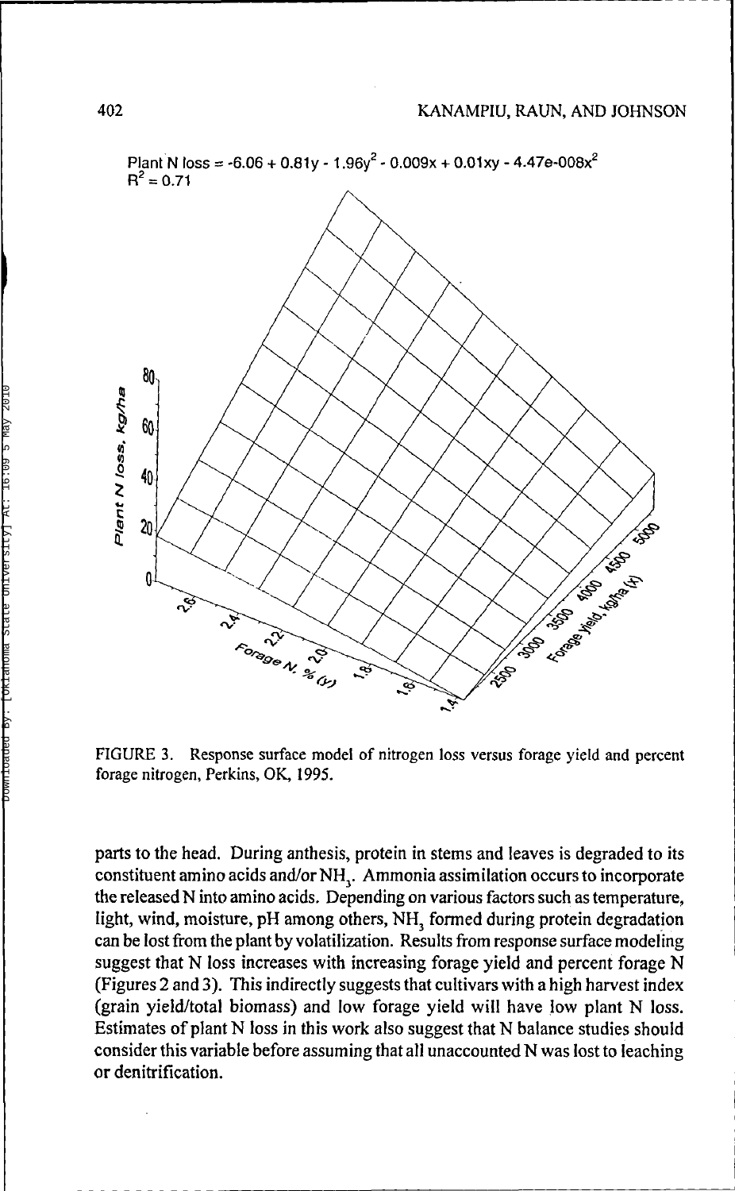Plant N loss = $-6.06 + 0.81y - 1.96y^2 - 0.009x + 0.01xy - 4.47e\text{-}008x^2$
$R^2 = 0.71$

FIGURE 3. Response surface model of nitrogen loss versus forage yield and percent forage nitrogen, Perkins, OK, 1995.

parts to the head. During anthesis, protein in stems and leaves is degraded to its constituent amino acids and/or $NH_3$. Ammonia assimilation occurs to incorporate the released N into amino acids. Depending on various factors such as temperature, light, wind, moisture, pH among others, $NH_3$ formed during protein degradation can be lost from the plant by volatilization. Results from response surface modeling suggest that N loss increases with increasing forage yield and percent forage N (Figures 2 and 3). This indirectly suggests that cultivars with a high harvest index (grain yield/total biomass) and low forage yield will have low plant N loss. Estimates of plant N loss in this work also suggest that N balance studies should consider this variable before assuming that all unaccounted N was lost to leaching or denitrification.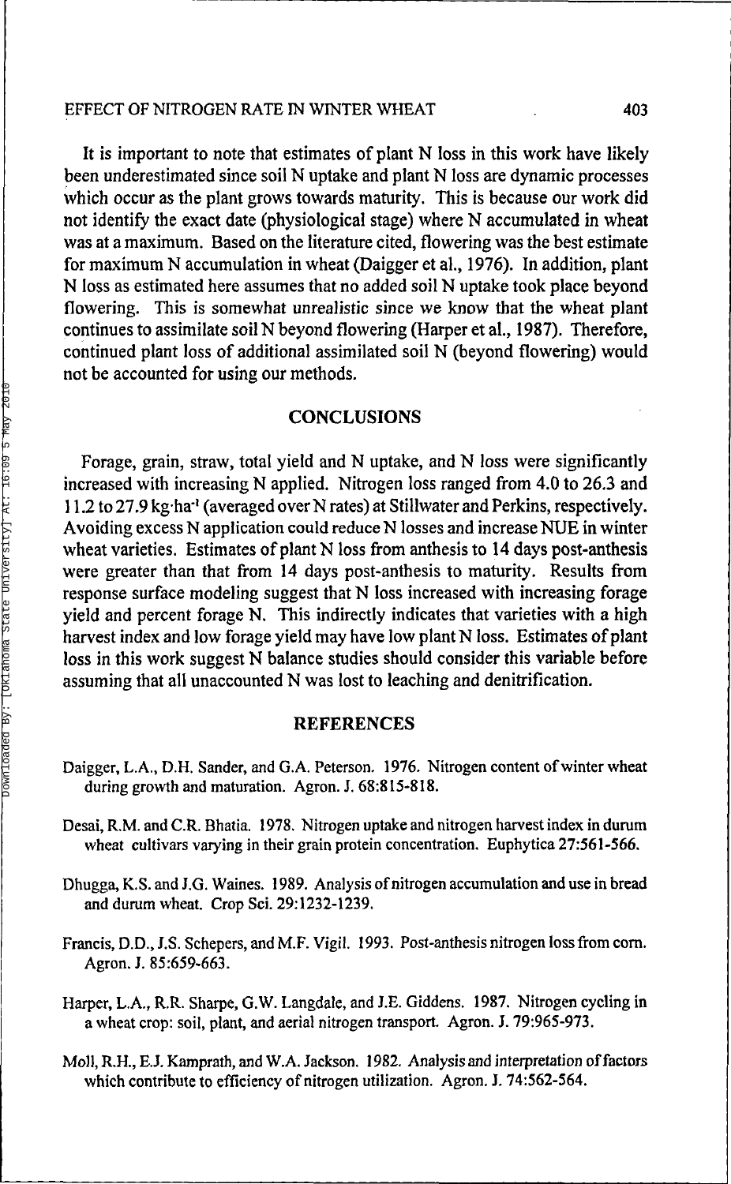It is important to note that estimates of plant N loss in this work have likely been underestimated since soil N uptake and plant N loss are dynamic processes which occur as the plant grows towards maturity. This is because our work did not identify the exact date (physiological stage) where N accumulated in wheat was at a maximum. Based on the literature cited, flowering was the best estimate for maximum N accumulation in wheat (Daigger et al., 1976). In addition, plant N loss as estimated here assumes that no added soil N uptake took place beyond flowering. This is somewhat unrealistic since we know that the wheat plant continues to assimilate soil N beyond flowering (Harper et al., 1987). Therefore, continued plant loss of additional assimilated soil N (beyond flowering) would not be accounted for using our methods.

## CONCLUSIONS

Forage, grain, straw, total yield and N uptake, and N loss were significantly increased with increasing N applied. Nitrogen loss ranged from 4.0 to 26.3 and 11.2 to 27.9 kg·ha$^{-1}$ (averaged over N rates) at Stillwater and Perkins, respectively. Avoiding excess N application could reduce N losses and increase NUE in winter wheat varieties. Estimates of plant N loss from anthesis to 14 days post-anthesis were greater than that from 14 days post-anthesis to maturity. Results from response surface modeling suggest that N loss increased with increasing forage yield and percent forage N. This indirectly indicates that varieties with a high harvest index and low forage yield may have low plant N loss. Estimates of plant loss in this work suggest N balance studies should consider this variable before assuming that all unaccounted N was lost to leaching and denitrification.

## REFERENCES

Daigger, L.A., D.H. Sander, and G.A. Peterson. 1976. Nitrogen content of winter wheat during growth and maturation. Agron. J. 68:815-818.

Desai, R.M. and C.R. Bhatia. 1978. Nitrogen uptake and nitrogen harvest index in durum wheat cultivars varying in their grain protein concentration. Euphytica 27:561-566.

Dhugga, K.S. and J.G. Waines. 1989. Analysis of nitrogen accumulation and use in bread and durum wheat. Crop Sci. 29:1232-1239.

Francis, D.D., J.S. Schepers, and M.F. Vigil. 1993. Post-anthesis nitrogen loss from corn. Agron. J. 85:659-663.

Harper, L.A., R.R. Sharpe, G.W. Langdale, and J.E. Giddens. 1987. Nitrogen cycling in a wheat crop: soil, plant, and aerial nitrogen transport. Agron. J. 79:965-973.

Moll, R.H., E.J. Kamprath, and W.A. Jackson. 1982. Analysis and interpretation of factors which contribute to efficiency of nitrogen utilization. Agron. J. 74:562-564.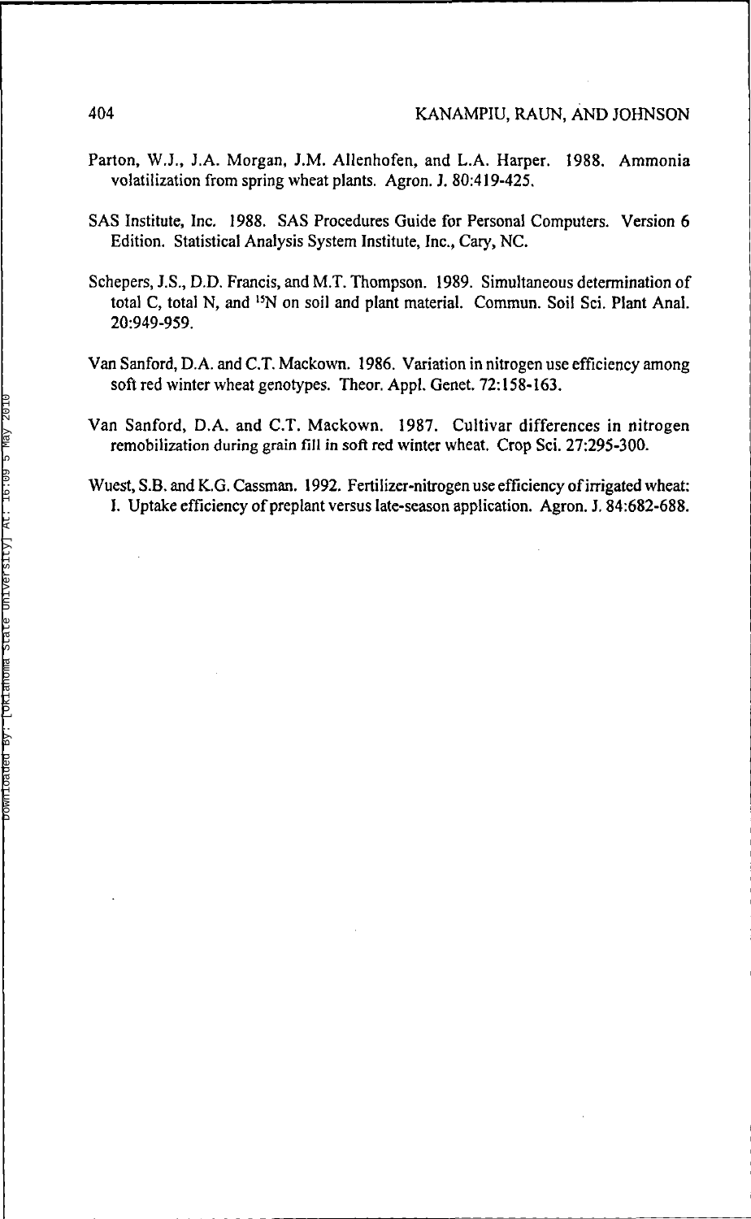Parton, W.J., J.A. Morgan, J.M. Allenhofen, and L.A. Harper. 1988. Ammonia volatilization from spring wheat plants. Agron. J. 80:419-425.

SAS Institute, Inc. 1988. SAS Procedures Guide for Personal Computers. Version 6 Edition. Statistical Analysis System Institute, Inc., Cary, NC.

Schepers, J.S., D.D. Francis, and M.T. Thompson. 1989. Simultaneous determination of total C, total N, and $^{15}N$ on soil and plant material. Commun. Soil Sci. Plant Anal. 20:949-959.

Van Sanford, D.A. and C.T. Mackown. 1986. Variation in nitrogen use efficiency among soft red winter wheat genotypes. Theor. Appl. Genet. 72:158-163.

Van Sanford, D.A. and C.T. Mackown. 1987. Cultivar differences in nitrogen remobilization during grain fill in soft red winter wheat. Crop Sci. 27:295-300.

Wuest, S.B. and K.G. Cassman. 1992. Fertilizer-nitrogen use efficiency of irrigated wheat: I. Uptake efficiency of preplant versus late-season application. Agron. J. 84:682-688.